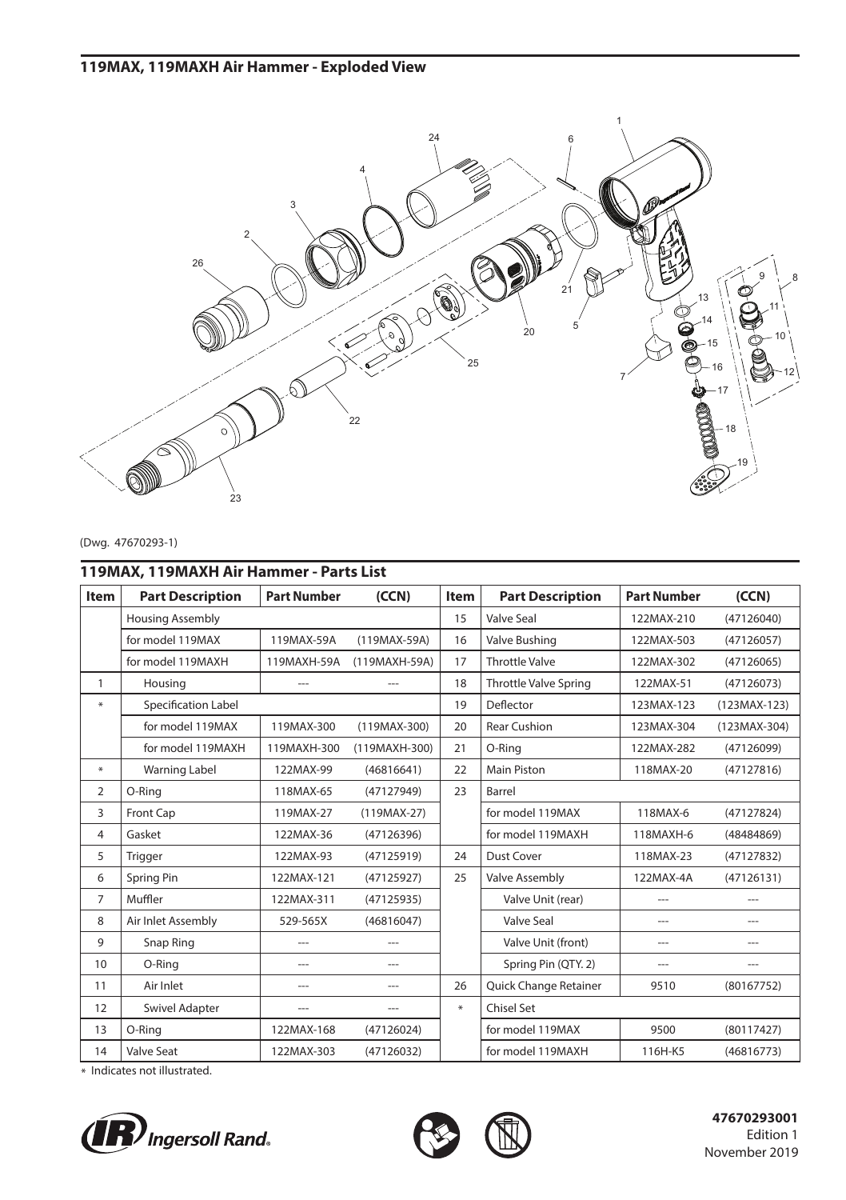## 119MAX, 119MAXH Air Hammer - Exploded View

(Dwg. 47670293-1)

## 119MAX, 119MAXH Air Hammer - Parts List

| Item | Part Description | Part Number | (CCN) | Item | Part Description | Part Number | (CCN) |
|---|---|---|---|---|---|---|---|
| | Housing Assembly | | | 15 | Valve Seal | 122MAX-210 | (47126040) |
| | for model 119MAX | 119MAX-59A | (119MAX-59A) | 16 | Valve Bushing | 122MAX-503 | (47126057) |
| | for model 119MAXH | 119MAXH-59A | (119MAXH-59A) | 17 | Throttle Valve | 122MAX-302 | (47126065) |
| 1 | Housing | --- | --- | 18 | Throttle Valve Spring | 122MAX-51 | (47126073) |
| * | Specification Label | | | 19 | Deflector | 123MAX-123 | (123MAX-123) |
| | for model 119MAX | 119MAX-300 | (119MAX-300) | 20 | Rear Cushion | 123MAX-304 | (123MAX-304) |
| | for model 119MAXH | 119MAXH-300 | (119MAXH-300) | 21 | O-Ring | 122MAX-282 | (47126099) |
| * | Warning Label | 122MAX-99 | (46816641) | 22 | Main Piston | 118MAX-20 | (47127816) |
| 2 | O-Ring | 118MAX-65 | (47127949) | 23 | Barrel | | |
| 3 | Front Cap | 119MAX-27 | (119MAX-27) | | for model 119MAX | 118MAX-6 | (47127824) |
| 4 | Gasket | 122MAX-36 | (47126396) | | for model 119MAXH | 118MAXH-6 | (48484869) |
| 5 | Trigger | 122MAX-93 | (47125919) | 24 | Dust Cover | 118MAX-23 | (47127832) |
| 6 | Spring Pin | 122MAX-121 | (47125927) | 25 | Valve Assembly | 122MAX-4A | (47126131) |
| 7 | Muffler | 122MAX-311 | (47125935) | | Valve Unit (rear) | --- | --- |
| 8 | Air Inlet Assembly | 529-565X | (46816047) | | Valve Seal | --- | --- |
| 9 | Snap Ring | --- | --- | | Valve Unit (front) | --- | --- |
| 10 | O-Ring | --- | --- | | Spring Pin (QTY. 2) | --- | --- |
| 11 | Air Inlet | --- | --- | 26 | Quick Change Retainer | 9510 | (80167752) |
| 12 | Swivel Adapter | --- | --- | * | Chisel Set | | |
| 13 | O-Ring | 122MAX-168 | (47126024) | | for model 119MAX | 9500 | (80117427) |
| 14 | Valve Seat | 122MAX-303 | (47126032) | | for model 119MAXH | 116H-K5 | (46816773) |

* Indicates not illustrated.

Ingersoll Rand.

47670293001
Edition 1
November 2019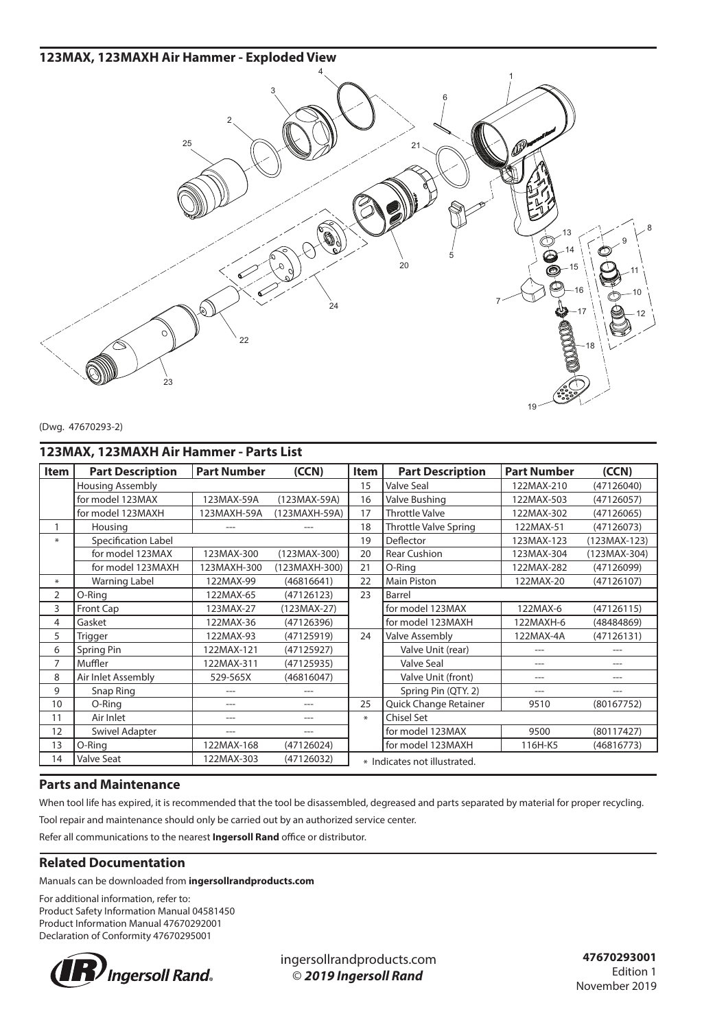## 123MAX, 123MAXH Air Hammer - Exploded View

4
1
3
6
2
21
25
8
13
9
14
15
11
20
5
16
10
7
17
12
24
18
22
23
19

(Dwg. 47670293-2)

## 123MAX, 123MAXH Air Hammer - Parts List

| Item | Part Description | Part Number | (CCN) | Item | Part Description | Part Number | (CCN) |
|---|---|---|---|---|---|---|---|
| | Housing Assembly | | | 15 | Valve Seal | 122MAX-210 | (47126040) |
| | for model 123MAX | 123MAX-59A | (123MAX-59A) | 16 | Valve Bushing | 122MAX-503 | (47126057) |
| | for model 123MAXH | 123MAXH-59A | (123MAXH-59A) | 17 | Throttle Valve | 122MAX-302 | (47126065) |
| 1 | Housing | --- | --- | 18 | Throttle Valve Spring | 122MAX-51 | (47126073) |
| * | Specification Label | | | 19 | Deflector | 123MAX-123 | (123MAX-123) |
| | for model 123MAX | 123MAX-300 | (123MAX-300) | 20 | Rear Cushion | 123MAX-304 | (123MAX-304) |
| | for model 123MAXH | 123MAXH-300 | (123MAXH-300) | 21 | O-Ring | 122MAX-282 | (47126099) |
| * | Warning Label | 122MAX-99 | (46816641) | 22 | Main Piston | 122MAX-20 | (47126107) |
| 2 | O-Ring | 122MAX-65 | (47126123) | 23 | Barrel | | |
| 3 | Front Cap | 123MAX-27 | (123MAX-27) | | for model 123MAX | 122MAX-6 | (47126115) |
| 4 | Gasket | 122MAX-36 | (47126396) | | for model 123MAXH | 122MAXH-6 | (48484869) |
| 5 | Trigger | 122MAX-93 | (47125919) | 24 | Valve Assembly | 122MAX-4A | (47126131) |
| 6 | Spring Pin | 122MAX-121 | (47125927) | | Valve Unit (rear) | --- | --- |
| 7 | Muffler | 122MAX-311 | (47125935) | | Valve Seal | --- | --- |
| 8 | Air Inlet Assembly | 529-565X | (46816047) | | Valve Unit (front) | --- | --- |
| 9 | Snap Ring | --- | --- | | Spring Pin (QTY. 2) | --- | --- |
| 10 | O-Ring | --- | --- | 25 | Quick Change Retainer | 9510 | (80167752) |
| 11 | Air Inlet | --- | --- | * | Chisel Set | | |
| 12 | Swivel Adapter | --- | --- | | for model 123MAX | 9500 | (80117427) |
| 13 | O-Ring | 122MAX-168 | (47126024) | | for model 123MAXH | 116H-K5 | (46816773) |
| 14 | Valve Seat | 122MAX-303 | (47126032) | | * Indicates not illustrated. | | |

## Parts and Maintenance

When tool life has expired, it is recommended that the tool be disassembled, degreased and parts separated by material for proper recycling.

Tool repair and maintenance should only be carried out by an authorized service center.

Refer all communications to the nearest **Ingersoll Rand** office or distributor.

## Related Documentation

Manuals can be downloaded from **ingersollrandproducts.com**

For additional information, refer to:
Product Safety Information Manual 04581450
Product Information Manual 47670292001
Declaration of Conformity 47670295001

Ingersoll Rand

ingersollrandproducts.com
© ***2019 Ingersoll Rand***

**47670293001**
Edition 1
November 2019